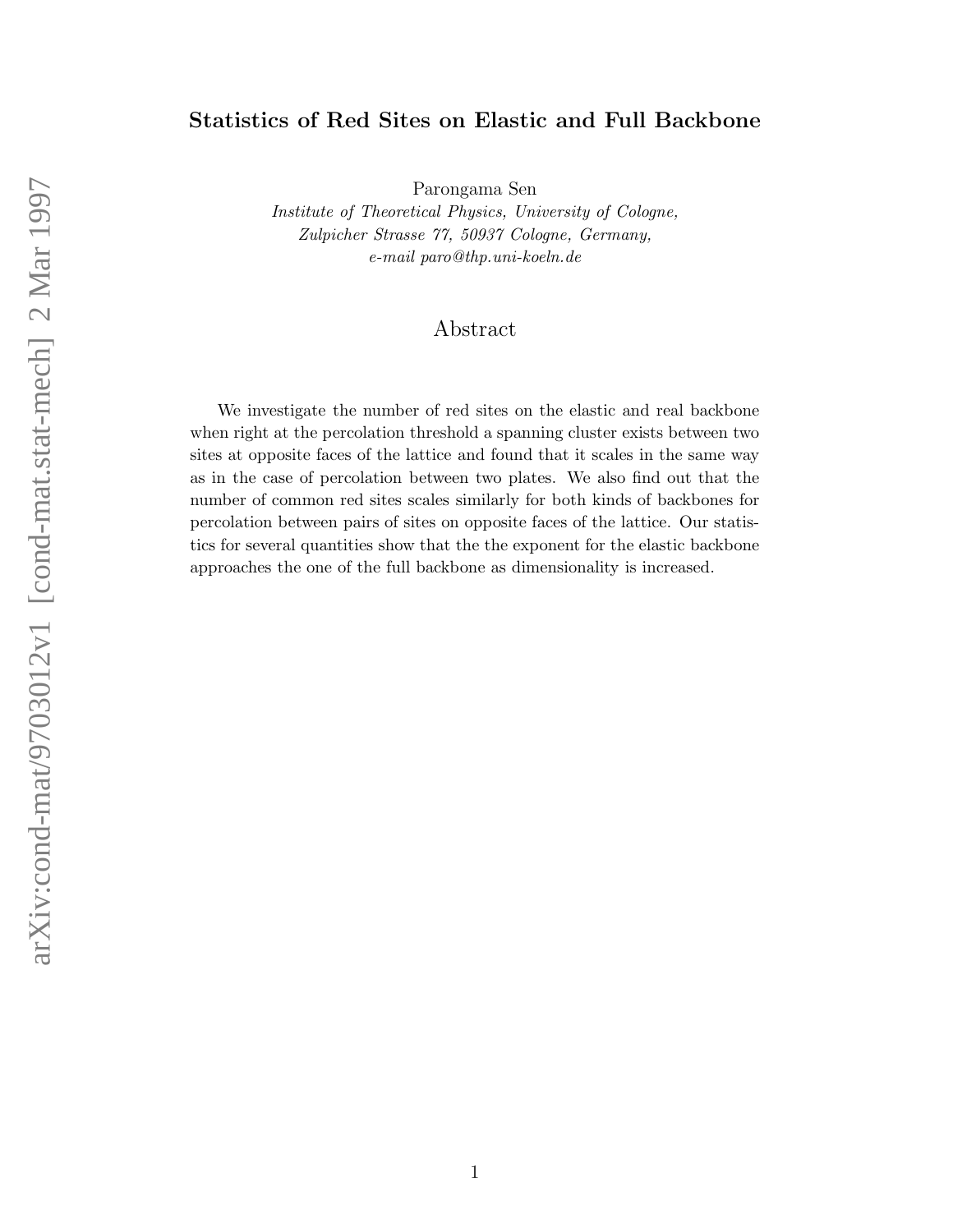# Statistics of Red Sites on Elastic and Full Backbone

Parongama Sen

*Institute of Theoretical Physics, University of Cologne,*
*Zulpicher Strasse 77, 50937 Cologne, Germany,*
*e-mail paro@thp.uni-koeln.de*

## Abstract

We investigate the number of red sites on the elastic and real backbone when right at the percolation threshold a spanning cluster exists between two sites at opposite faces of the lattice and found that it scales in the same way as in the case of percolation between two plates. We also find out that the number of common red sites scales similarly for both kinds of backbones for percolation between pairs of sites on opposite faces of the lattice. Our statistics for several quantities show that the the exponent for the elastic backbone approaches the one of the full backbone as dimensionality is increased.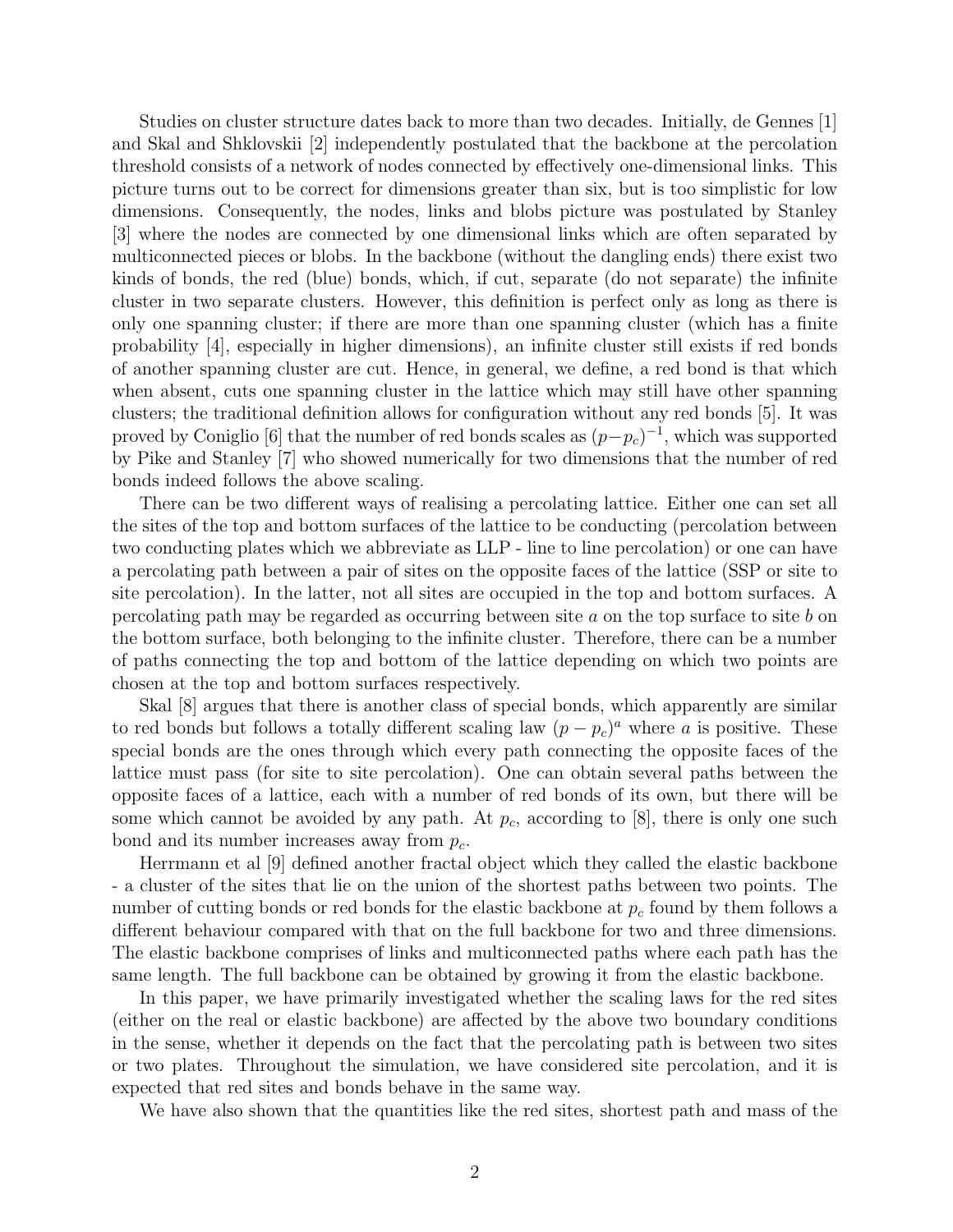Studies on cluster structure dates back to more than two decades. Initially, de Gennes [1] and Skal and Shklovskii [2] independently postulated that the backbone at the percolation threshold consists of a network of nodes connected by effectively one-dimensional links. This picture turns out to be correct for dimensions greater than six, but is too simplistic for low dimensions. Consequently, the nodes, links and blobs picture was postulated by Stanley [3] where the nodes are connected by one dimensional links which are often separated by multiconnected pieces or blobs. In the backbone (without the dangling ends) there exist two kinds of bonds, the red (blue) bonds, which, if cut, separate (do not separate) the infinite cluster in two separate clusters. However, this definition is perfect only as long as there is only one spanning cluster; if there are more than one spanning cluster (which has a finite probability [4], especially in higher dimensions), an infinite cluster still exists if red bonds of another spanning cluster are cut. Hence, in general, we define, a red bond is that which when absent, cuts one spanning cluster in the lattice which may still have other spanning clusters; the traditional definition allows for configuration without any red bonds [5]. It was proved by Coniglio [6] that the number of red bonds scales as $(p-p_c)^{-1}$, which was supported by Pike and Stanley [7] who showed numerically for two dimensions that the number of red bonds indeed follows the above scaling.

There can be two different ways of realising a percolating lattice. Either one can set all the sites of the top and bottom surfaces of the lattice to be conducting (percolation between two conducting plates which we abbreviate as LLP - line to line percolation) or one can have a percolating path between a pair of sites on the opposite faces of the lattice (SSP or site to site percolation). In the latter, not all sites are occupied in the top and bottom surfaces. A percolating path may be regarded as occurring between site $a$ on the top surface to site $b$ on the bottom surface, both belonging to the infinite cluster. Therefore, there can be a number of paths connecting the top and bottom of the lattice depending on which two points are chosen at the top and bottom surfaces respectively.

Skal [8] argues that there is another class of special bonds, which apparently are similar to red bonds but follows a totally different scaling law $(p-p_c)^a$ where $a$ is positive. These special bonds are the ones through which every path connecting the opposite faces of the lattice must pass (for site to site percolation). One can obtain several paths between the opposite faces of a lattice, each with a number of red bonds of its own, but there will be some which cannot be avoided by any path. At $p_c$, according to [8], there is only one such bond and its number increases away from $p_c$.

Herrmann et al [9] defined another fractal object which they called the elastic backbone - a cluster of the sites that lie on the union of the shortest paths between two points. The number of cutting bonds or red bonds for the elastic backbone at $p_c$ found by them follows a different behaviour compared with that on the full backbone for two and three dimensions. The elastic backbone comprises of links and multiconnected paths where each path has the same length. The full backbone can be obtained by growing it from the elastic backbone.

In this paper, we have primarily investigated whether the scaling laws for the red sites (either on the real or elastic backbone) are affected by the above two boundary conditions in the sense, whether it depends on the fact that the percolating path is between two sites or two plates. Throughout the simulation, we have considered site percolation, and it is expected that red sites and bonds behave in the same way.

We have also shown that the quantities like the red sites, shortest path and mass of the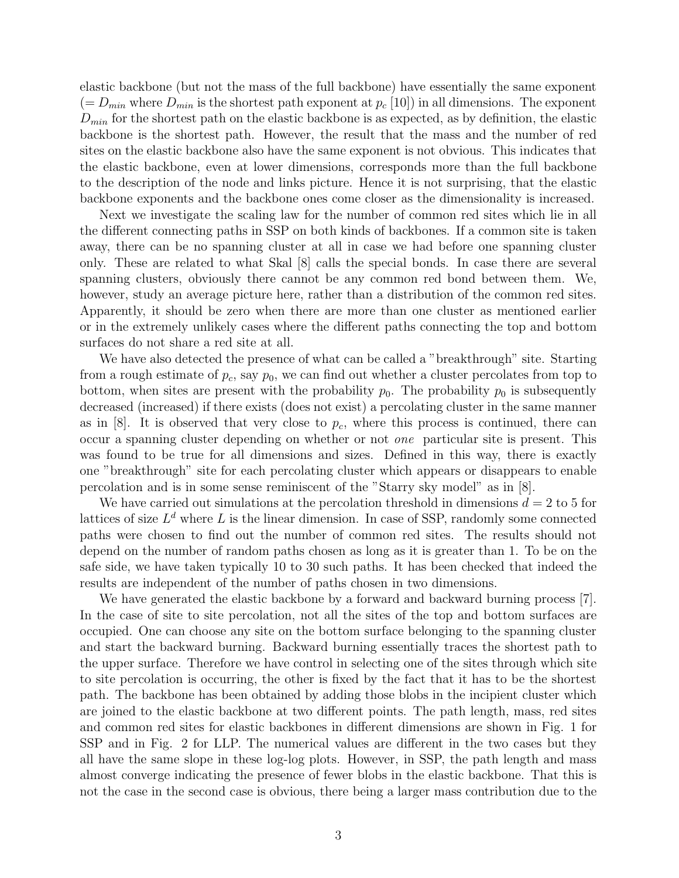elastic backbone (but not the mass of the full backbone) have essentially the same exponent ($= D_{min}$ where $D_{min}$ is the shortest path exponent at $p_c$ [10]) in all dimensions. The exponent $D_{min}$ for the shortest path on the elastic backbone is as expected, as by definition, the elastic backbone is the shortest path. However, the result that the mass and the number of red sites on the elastic backbone also have the same exponent is not obvious. This indicates that the elastic backbone, even at lower dimensions, corresponds more than the full backbone to the description of the node and links picture. Hence it is not surprising, that the elastic backbone exponents and the backbone ones come closer as the dimensionality is increased.

Next we investigate the scaling law for the number of common red sites which lie in all the different connecting paths in SSP on both kinds of backbones. If a common site is taken away, there can be no spanning cluster at all in case we had before one spanning cluster only. These are related to what Skal [8] calls the special bonds. In case there are several spanning clusters, obviously there cannot be any common red bond between them. We, however, study an average picture here, rather than a distribution of the common red sites. Apparently, it should be zero when there are more than one cluster as mentioned earlier or in the extremely unlikely cases where the different paths connecting the top and bottom surfaces do not share a red site at all.

We have also detected the presence of what can be called a "breakthrough" site. Starting from a rough estimate of $p_c$, say $p_0$, we can find out whether a cluster percolates from top to bottom, when sites are present with the probability $p_0$. The probability $p_0$ is subsequently decreased (increased) if there exists (does not exist) a percolating cluster in the same manner as in [8]. It is observed that very close to $p_c$, where this process is continued, there can occur a spanning cluster depending on whether or not *one* particular site is present. This was found to be true for all dimensions and sizes. Defined in this way, there is exactly one "breakthrough" site for each percolating cluster which appears or disappears to enable percolation and is in some sense reminiscent of the "Starry sky model" as in [8].

We have carried out simulations at the percolation threshold in dimensions $d = 2$ to 5 for lattices of size $L^d$ where $L$ is the linear dimension. In case of SSP, randomly some connected paths were chosen to find out the number of common red sites. The results should not depend on the number of random paths chosen as long as it is greater than 1. To be on the safe side, we have taken typically 10 to 30 such paths. It has been checked that indeed the results are independent of the number of paths chosen in two dimensions.

We have generated the elastic backbone by a forward and backward burning process [7]. In the case of site to site percolation, not all the sites of the top and bottom surfaces are occupied. One can choose any site on the bottom surface belonging to the spanning cluster and start the backward burning. Backward burning essentially traces the shortest path to the upper surface. Therefore we have control in selecting one of the sites through which site to site percolation is occurring, the other is fixed by the fact that it has to be the shortest path. The backbone has been obtained by adding those blobs in the incipient cluster which are joined to the elastic backbone at two different points. The path length, mass, red sites and common red sites for elastic backbones in different dimensions are shown in Fig. 1 for SSP and in Fig. 2 for LLP. The numerical values are different in the two cases but they all have the same slope in these log-log plots. However, in SSP, the path length and mass almost converge indicating the presence of fewer blobs in the elastic backbone. That this is not the case in the second case is obvious, there being a larger mass contribution due to the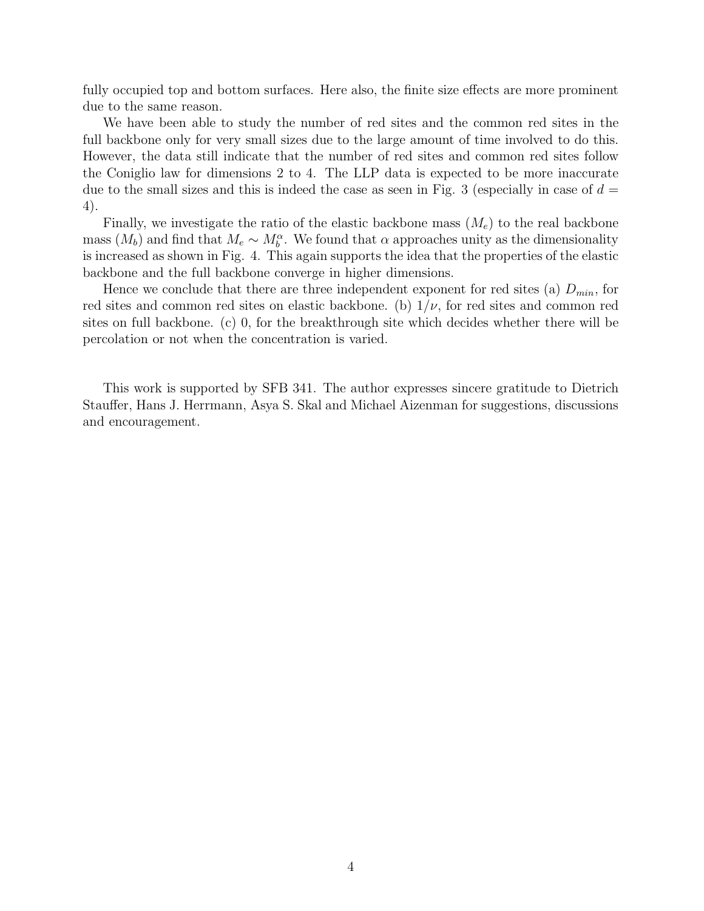fully occupied top and bottom surfaces. Here also, the finite size effects are more prominent due to the same reason.

We have been able to study the number of red sites and the common red sites in the full backbone only for very small sizes due to the large amount of time involved to do this. However, the data still indicate that the number of red sites and common red sites follow the Coniglio law for dimensions 2 to 4. The LLP data is expected to be more inaccurate due to the small sizes and this is indeed the case as seen in Fig. 3 (especially in case of $d = 4$).

Finally, we investigate the ratio of the elastic backbone mass ($M_e$) to the real backbone mass ($M_b$) and find that $M_e \sim M_b^{\alpha}$. We found that $\alpha$ approaches unity as the dimensionality is increased as shown in Fig. 4. This again supports the idea that the properties of the elastic backbone and the full backbone converge in higher dimensions.

Hence we conclude that there are three independent exponent for red sites (a) $D_{min}$, for red sites and common red sites on elastic backbone. (b) $1/\nu$, for red sites and common red sites on full backbone. (c) 0, for the breakthrough site which decides whether there will be percolation or not when the concentration is varied.

This work is supported by SFB 341. The author expresses sincere gratitude to Dietrich Stauffer, Hans J. Herrmann, Asya S. Skal and Michael Aizenman for suggestions, discussions and encouragement.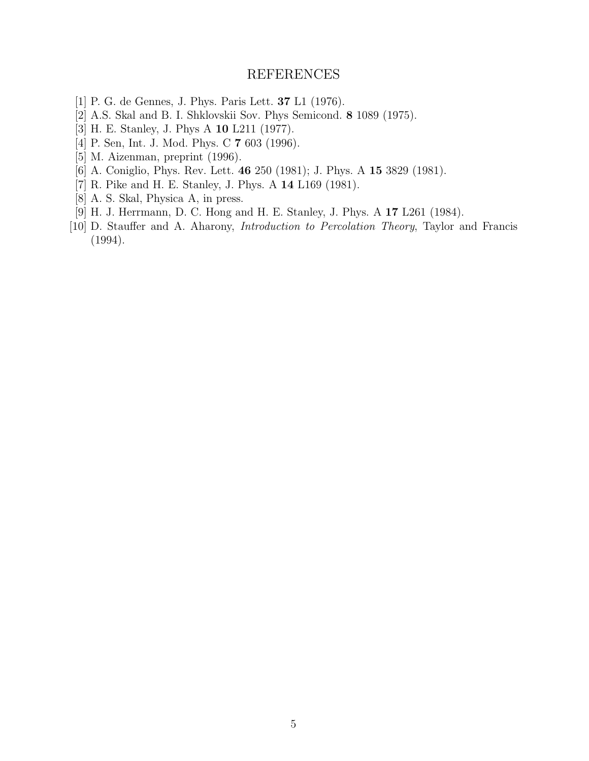## REFERENCES

[1] P. G. de Gennes, J. Phys. Paris Lett. **37** L1 (1976).

[2] A.S. Skal and B. I. Shklovskii Sov. Phys Semicond. **8** 1089 (1975).

[3] H. E. Stanley, J. Phys A **10** L211 (1977).

[4] P. Sen, Int. J. Mod. Phys. C **7** 603 (1996).

[5] M. Aizenman, preprint (1996).

[6] A. Coniglio, Phys. Rev. Lett. **46** 250 (1981); J. Phys. A **15** 3829 (1981).

[7] R. Pike and H. E. Stanley, J. Phys. A **14** L169 (1981).

[8] A. S. Skal, Physica A, in press.

[9] H. J. Herrmann, D. C. Hong and H. E. Stanley, J. Phys. A **17** L261 (1984).

[10] D. Stauffer and A. Aharony, *Introduction to Percolation Theory*, Taylor and Francis (1994).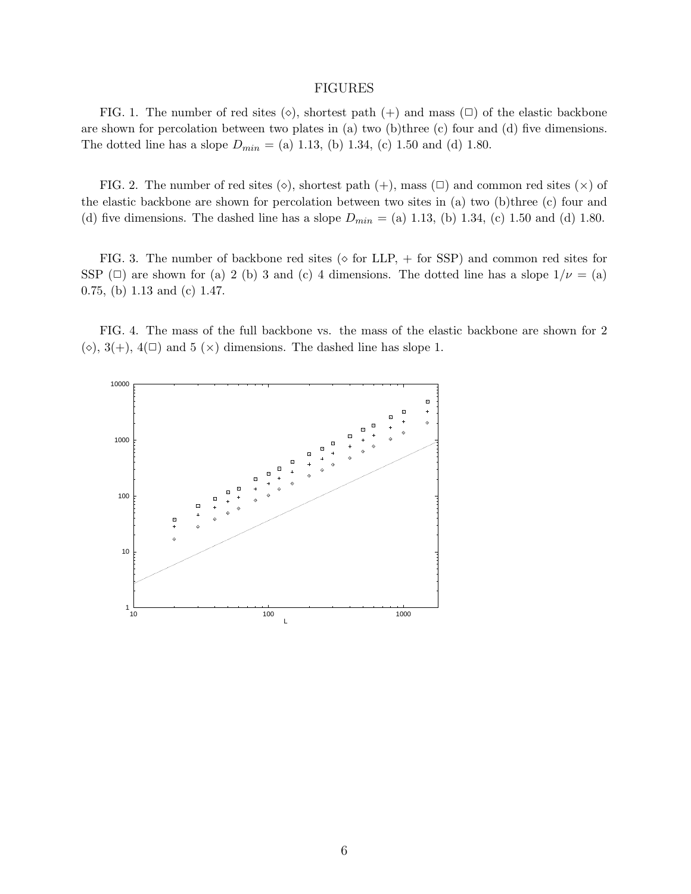# FIGURES

FIG. 1. The number of red sites (◇), shortest path (+) and mass (□) of the elastic backbone are shown for percolation between two plates in (a) two (b)three (c) four and (d) five dimensions. The dotted line has a slope $D_{min}$ = (a) 1.13, (b) 1.34, (c) 1.50 and (d) 1.80.

FIG. 2. The number of red sites (◇), shortest path (+), mass (□) and common red sites (×) of the elastic backbone are shown for percolation between two sites in (a) two (b)three (c) four and (d) five dimensions. The dashed line has a slope $D_{min}$ = (a) 1.13, (b) 1.34, (c) 1.50 and (d) 1.80.

FIG. 3. The number of backbone red sites (◇ for LLP, + for SSP) and common red sites for SSP (□) are shown for (a) 2 (b) 3 and (c) 4 dimensions. The dotted line has a slope $1/\nu$ = (a) 0.75, (b) 1.13 and (c) 1.47.

FIG. 4. The mass of the full backbone vs. the mass of the elastic backbone are shown for 2 (◇), 3(+), 4(□) and 5 (×) dimensions. The dashed line has slope 1.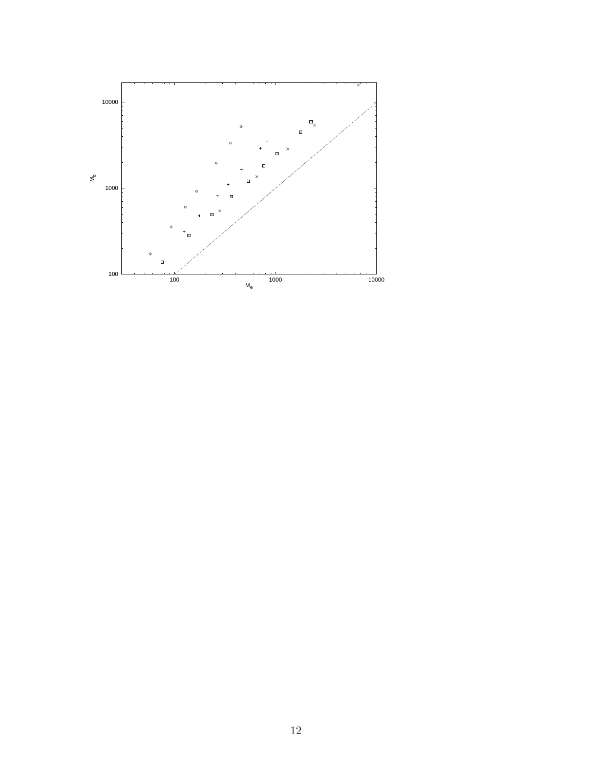10000

1000

100

$M_b$

100

1000

10000

$M_e$